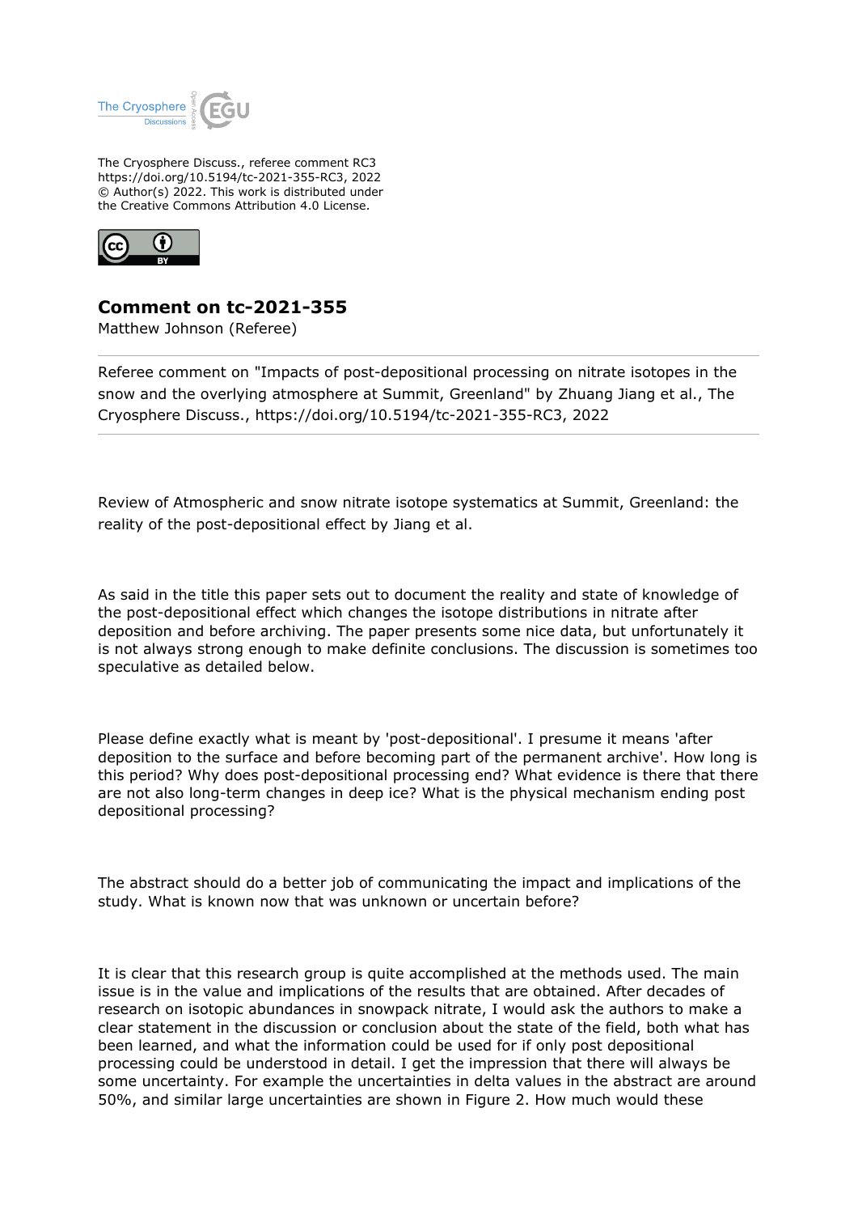The Cryosphere Discuss., referee comment RC3
https://doi.org/10.5194/tc-2021-355-RC3, 2022
© Author(s) 2022. This work is distributed under
the Creative Commons Attribution 4.0 License.

## Comment on tc-2021-355

Matthew Johnson (Referee)

Referee comment on "Impacts of post-depositional processing on nitrate isotopes in the snow and the overlying atmosphere at Summit, Greenland" by Zhuang Jiang et al., The Cryosphere Discuss., https://doi.org/10.5194/tc-2021-355-RC3, 2022

---

Review of Atmospheric and snow nitrate isotope systematics at Summit, Greenland: the reality of the post-depositional effect by Jiang et al.

As said in the title this paper sets out to document the reality and state of knowledge of the post-depositional effect which changes the isotope distributions in nitrate after deposition and before archiving. The paper presents some nice data, but unfortunately it is not always strong enough to make definite conclusions. The discussion is sometimes too speculative as detailed below.

Please define exactly what is meant by 'post-depositional'. I presume it means 'after deposition to the surface and before becoming part of the permanent archive'. How long is this period? Why does post-depositional processing end? What evidence is there that there are not also long-term changes in deep ice? What is the physical mechanism ending post depositional processing?

The abstract should do a better job of communicating the impact and implications of the study. What is known now that was unknown or uncertain before?

It is clear that this research group is quite accomplished at the methods used. The main issue is in the value and implications of the results that are obtained. After decades of research on isotopic abundances in snowpack nitrate, I would ask the authors to make a clear statement in the discussion or conclusion about the state of the field, both what has been learned, and what the information could be used for if only post depositional processing could be understood in detail. I get the impression that there will always be some uncertainty. For example the uncertainties in delta values in the abstract are around 50%, and similar large uncertainties are shown in Figure 2. How much would these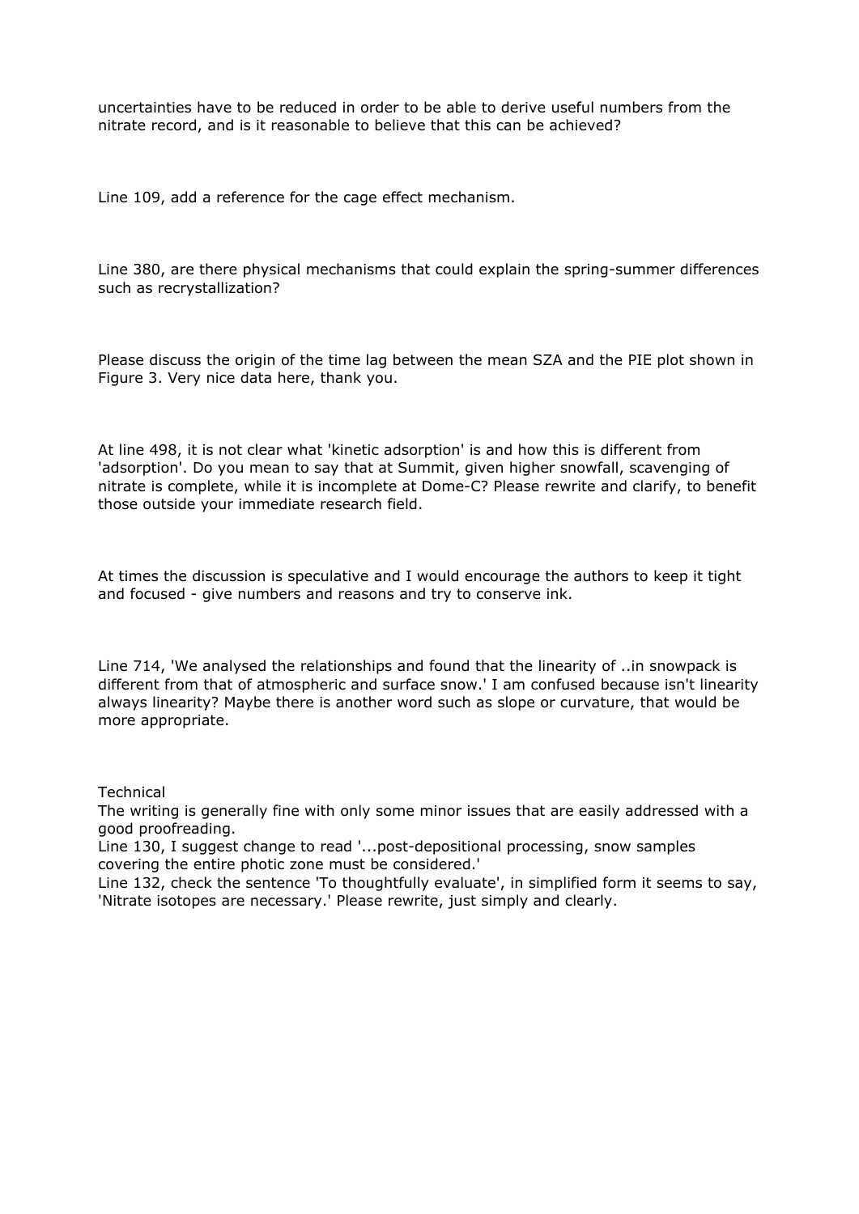uncertainties have to be reduced in order to be able to derive useful numbers from the nitrate record, and is it reasonable to believe that this can be achieved?

Line 109, add a reference for the cage effect mechanism.

Line 380, are there physical mechanisms that could explain the spring-summer differences such as recrystallization?

Please discuss the origin of the time lag between the mean SZA and the PIE plot shown in Figure 3. Very nice data here, thank you.

At line 498, it is not clear what 'kinetic adsorption' is and how this is different from 'adsorption'. Do you mean to say that at Summit, given higher snowfall, scavenging of nitrate is complete, while it is incomplete at Dome-C? Please rewrite and clarify, to benefit those outside your immediate research field.

At times the discussion is speculative and I would encourage the authors to keep it tight and focused - give numbers and reasons and try to conserve ink.

Line 714, 'We analysed the relationships and found that the linearity of ..in snowpack is different from that of atmospheric and surface snow.' I am confused because isn't linearity always linearity? Maybe there is another word such as slope or curvature, that would be more appropriate.

Technical

The writing is generally fine with only some minor issues that are easily addressed with a good proofreading.

Line 130, I suggest change to read '...post-depositional processing, snow samples covering the entire photic zone must be considered.'

Line 132, check the sentence 'To thoughtfully evaluate', in simplified form it seems to say, 'Nitrate isotopes are necessary.' Please rewrite, just simply and clearly.